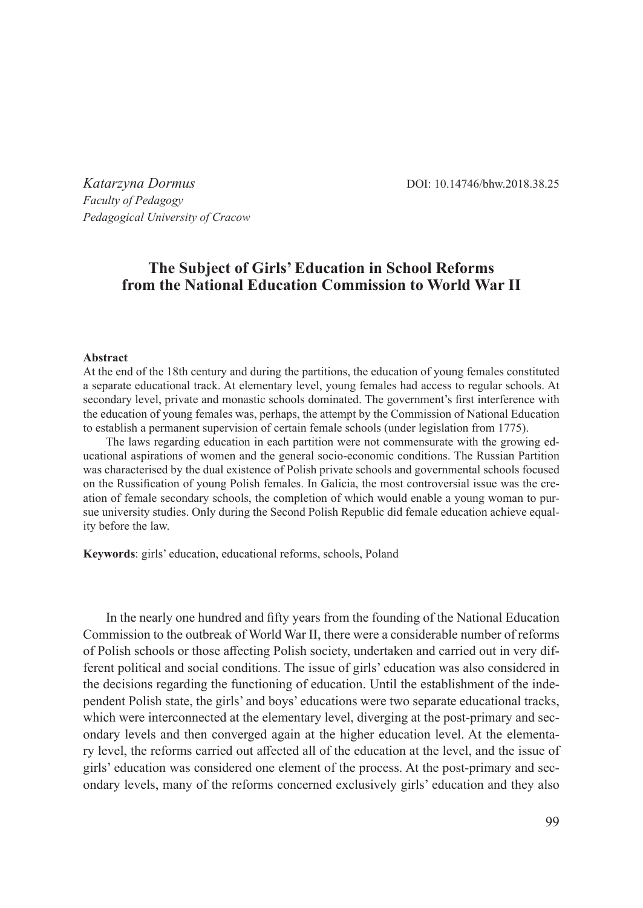*Katarzyna Dormus*
*Faculty of Pedagogy*
*Pedagogical University of Cracow*

DOI: 10.14746/bhw.2018.38.25

# The Subject of Girls' Education in School Reforms from the National Education Commission to World War II

**Abstract**

At the end of the 18th century and during the partitions, the education of young females constituted a separate educational track. At elementary level, young females had access to regular schools. At secondary level, private and monastic schools dominated. The government's first interference with the education of young females was, perhaps, the attempt by the Commission of National Education to establish a permanent supervision of certain female schools (under legislation from 1775).

The laws regarding education in each partition were not commensurate with the growing educational aspirations of women and the general socio-economic conditions. The Russian Partition was characterised by the dual existence of Polish private schools and governmental schools focused on the Russification of young Polish females. In Galicia, the most controversial issue was the creation of female secondary schools, the completion of which would enable a young woman to pursue university studies. Only during the Second Polish Republic did female education achieve equality before the law.

**Keywords**: girls' education, educational reforms, schools, Poland

In the nearly one hundred and fifty years from the founding of the National Education Commission to the outbreak of World War II, there were a considerable number of reforms of Polish schools or those affecting Polish society, undertaken and carried out in very different political and social conditions. The issue of girls' education was also considered in the decisions regarding the functioning of education. Until the establishment of the independent Polish state, the girls' and boys' educations were two separate educational tracks, which were interconnected at the elementary level, diverging at the post-primary and secondary levels and then converged again at the higher education level. At the elementary level, the reforms carried out affected all of the education at the level, and the issue of girls' education was considered one element of the process. At the post-primary and secondary levels, many of the reforms concerned exclusively girls' education and they also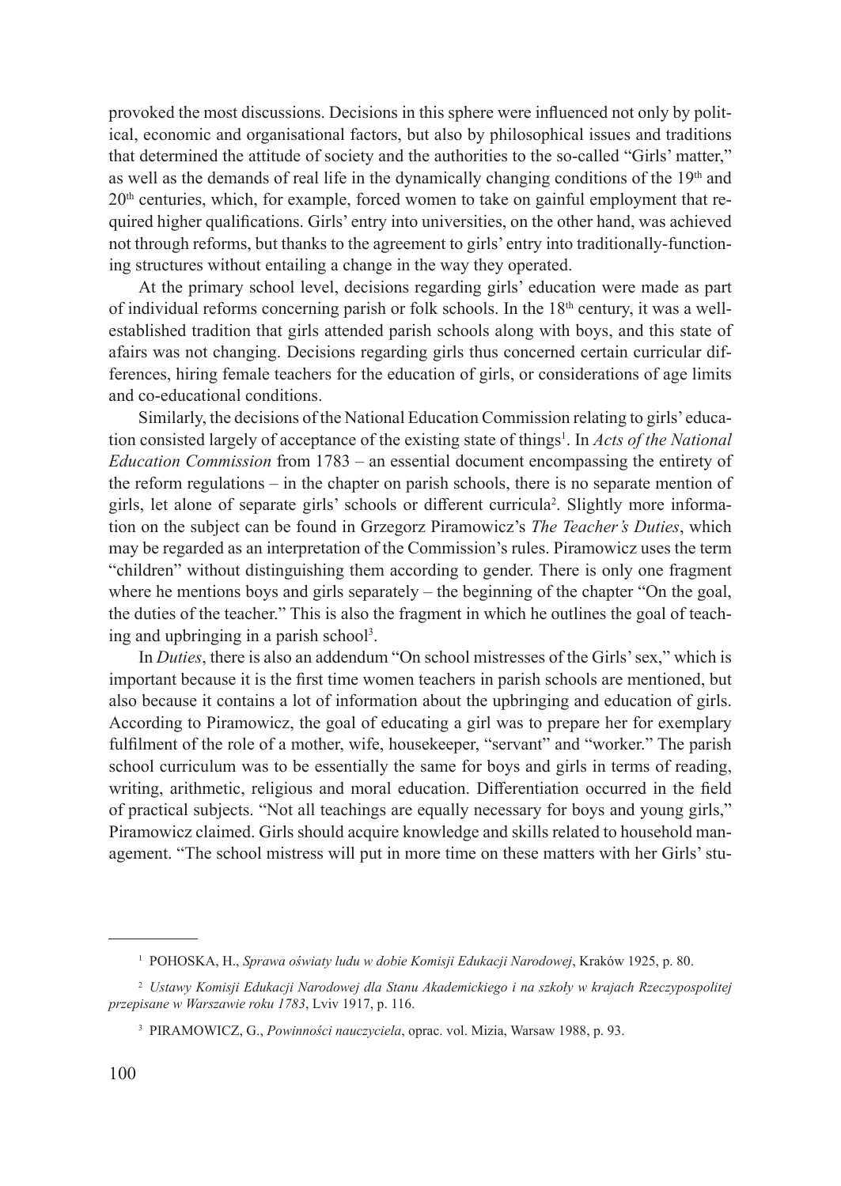provoked the most discussions. Decisions in this sphere were influenced not only by political, economic and organisational factors, but also by philosophical issues and traditions that determined the attitude of society and the authorities to the so-called "Girls' matter," as well as the demands of real life in the dynamically changing conditions of the 19th and 20th centuries, which, for example, forced women to take on gainful employment that required higher qualifications. Girls' entry into universities, on the other hand, was achieved not through reforms, but thanks to the agreement to girls' entry into traditionally-functioning structures without entailing a change in the way they operated.

At the primary school level, decisions regarding girls' education were made as part of individual reforms concerning parish or folk schools. In the 18th century, it was a well-established tradition that girls attended parish schools along with boys, and this state of afairs was not changing. Decisions regarding girls thus concerned certain curricular differences, hiring female teachers for the education of girls, or considerations of age limits and co-educational conditions.

Similarly, the decisions of the National Education Commission relating to girls' education consisted largely of acceptance of the existing state of things[1]. In *Acts of the National Education Commission* from 1783 – an essential document encompassing the entirety of the reform regulations – in the chapter on parish schools, there is no separate mention of girls, let alone of separate girls' schools or different curricula[2]. Slightly more information on the subject can be found in Grzegorz Piramowicz's *The Teacher's Duties*, which may be regarded as an interpretation of the Commission's rules. Piramowicz uses the term "children" without distinguishing them according to gender. There is only one fragment where he mentions boys and girls separately – the beginning of the chapter "On the goal, the duties of the teacher." This is also the fragment in which he outlines the goal of teaching and upbringing in a parish school[3].

In *Duties*, there is also an addendum "On school mistresses of the Girls' sex," which is important because it is the first time women teachers in parish schools are mentioned, but also because it contains a lot of information about the upbringing and education of girls. According to Piramowicz, the goal of educating a girl was to prepare her for exemplary fulfilment of the role of a mother, wife, housekeeper, "servant" and "worker." The parish school curriculum was to be essentially the same for boys and girls in terms of reading, writing, arithmetic, religious and moral education. Differentiation occurred in the field of practical subjects. "Not all teachings are equally necessary for boys and young girls," Piramowicz claimed. Girls should acquire knowledge and skills related to household management. "The school mistress will put in more time on these matters with her Girls' stu-

---

[1] POHOSKA, H., *Sprawa oświaty ludu w dobie Komisji Edukacji Narodowej*, Kraków 1925, p. 80.

[2] *Ustawy Komisji Edukacji Narodowej dla Stanu Akademickiego i na szkoły w krajach Rzeczypospolitej przepisane w Warszawie roku 1783*, Lviv 1917, p. 116.

[3] PIRAMOWICZ, G., *Powinności nauczyciela*, oprac. vol. Mizia, Warsaw 1988, p. 93.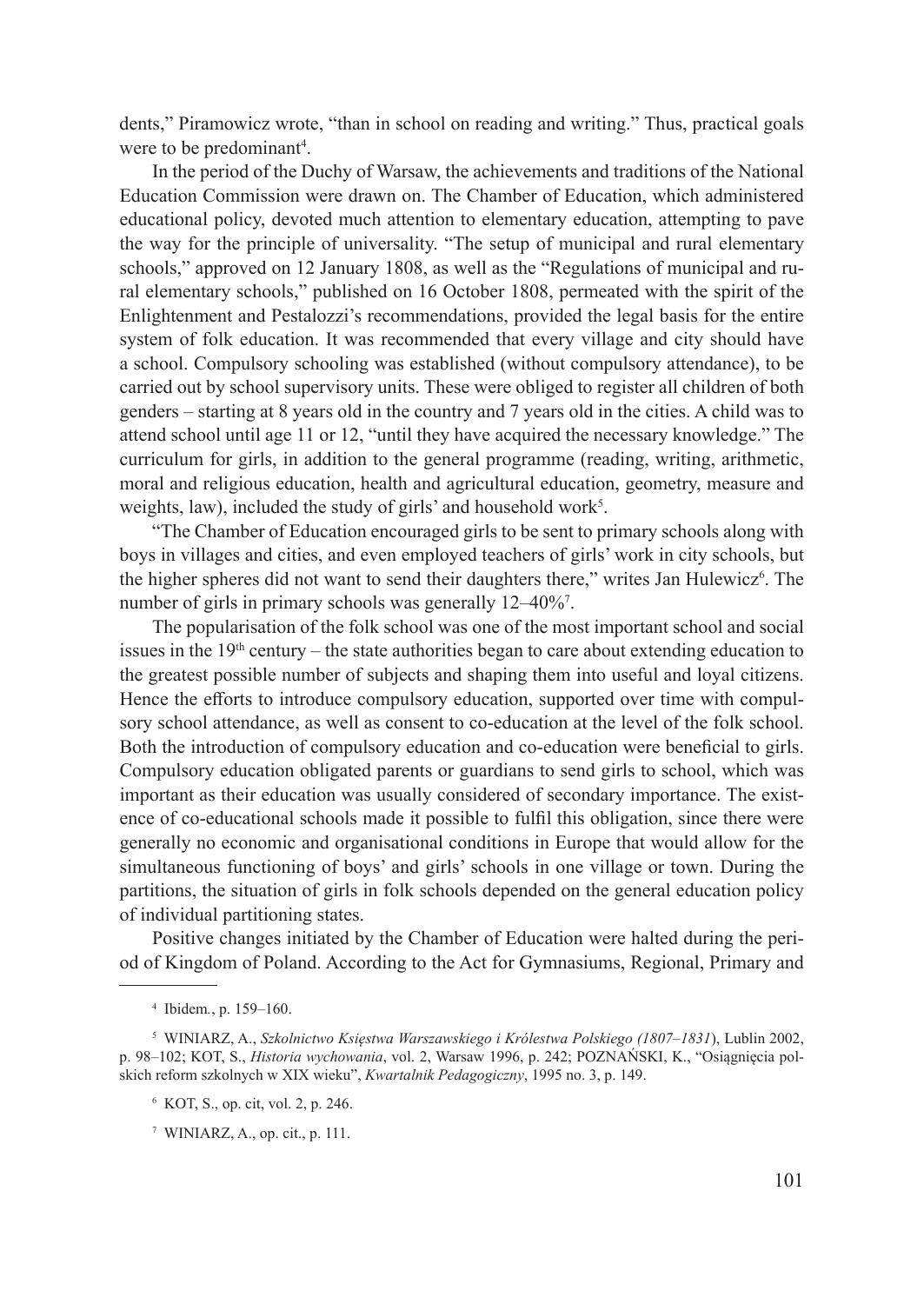dents," Piramowicz wrote, "than in school on reading and writing." Thus, practical goals were to be predominant[4].

In the period of the Duchy of Warsaw, the achievements and traditions of the National Education Commission were drawn on. The Chamber of Education, which administered educational policy, devoted much attention to elementary education, attempting to pave the way for the principle of universality. "The setup of municipal and rural elementary schools," approved on 12 January 1808, as well as the "Regulations of municipal and rural elementary schools," published on 16 October 1808, permeated with the spirit of the Enlightenment and Pestalozzi's recommendations, provided the legal basis for the entire system of folk education. It was recommended that every village and city should have a school. Compulsory schooling was established (without compulsory attendance), to be carried out by school supervisory units. These were obliged to register all children of both genders – starting at 8 years old in the country and 7 years old in the cities. A child was to attend school until age 11 or 12, "until they have acquired the necessary knowledge." The curriculum for girls, in addition to the general programme (reading, writing, arithmetic, moral and religious education, health and agricultural education, geometry, measure and weights, law), included the study of girls' and household work[5].

"The Chamber of Education encouraged girls to be sent to primary schools along with boys in villages and cities, and even employed teachers of girls' work in city schools, but the higher spheres did not want to send their daughters there," writes Jan Hulewicz[6]. The number of girls in primary schools was generally 12–40%[7].

The popularisation of the folk school was one of the most important school and social issues in the 19th century – the state authorities began to care about extending education to the greatest possible number of subjects and shaping them into useful and loyal citizens. Hence the efforts to introduce compulsory education, supported over time with compulsory school attendance, as well as consent to co-education at the level of the folk school. Both the introduction of compulsory education and co-education were beneficial to girls. Compulsory education obligated parents or guardians to send girls to school, which was important as their education was usually considered of secondary importance. The existence of co-educational schools made it possible to fulfil this obligation, since there were generally no economic and organisational conditions in Europe that would allow for the simultaneous functioning of boys' and girls' schools in one village or town. During the partitions, the situation of girls in folk schools depended on the general education policy of individual partitioning states.

Positive changes initiated by the Chamber of Education were halted during the period of Kingdom of Poland. According to the Act for Gymnasiums, Regional, Primary and

---

[4] Ibidem., p. 159–160.

[5] WINIARZ, A., *Szkolnictwo Księstwa Warszawskiego i Królestwa Polskiego (1807–1831)*, Lublin 2002, p. 98–102; KOT, S., *Historia wychowania*, vol. 2, Warsaw 1996, p. 242; POZNAŃSKI, K., "Osiągnięcia polskich reform szkolnych w XIX wieku", *Kwartalnik Pedagogiczny*, 1995 no. 3, p. 149.

[6] KOT, S., op. cit, vol. 2, p. 246.

[7] WINIARZ, A., op. cit., p. 111.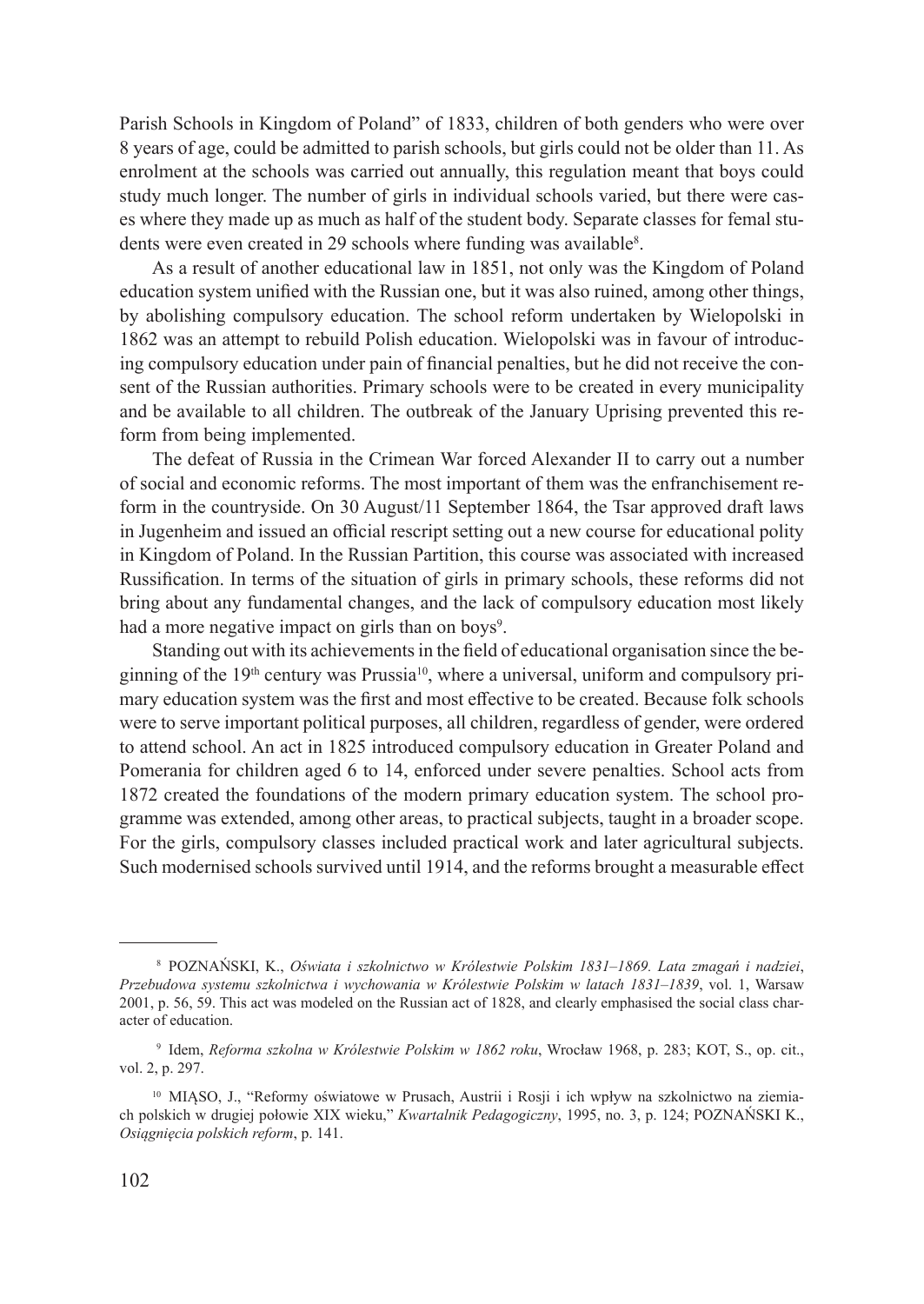Parish Schools in Kingdom of Poland" of 1833, children of both genders who were over 8 years of age, could be admitted to parish schools, but girls could not be older than 11. As enrolment at the schools was carried out annually, this regulation meant that boys could study much longer. The number of girls in individual schools varied, but there were cases where they made up as much as half of the student body. Separate classes for femal students were even created in 29 schools where funding was available[8].

As a result of another educational law in 1851, not only was the Kingdom of Poland education system unified with the Russian one, but it was also ruined, among other things, by abolishing compulsory education. The school reform undertaken by Wielopolski in 1862 was an attempt to rebuild Polish education. Wielopolski was in favour of introducing compulsory education under pain of financial penalties, but he did not receive the consent of the Russian authorities. Primary schools were to be created in every municipality and be available to all children. The outbreak of the January Uprising prevented this reform from being implemented.

The defeat of Russia in the Crimean War forced Alexander II to carry out a number of social and economic reforms. The most important of them was the enfranchisement reform in the countryside. On 30 August/11 September 1864, the Tsar approved draft laws in Jugenheim and issued an official rescript setting out a new course for educational polity in Kingdom of Poland. In the Russian Partition, this course was associated with increased Russification. In terms of the situation of girls in primary schools, these reforms did not bring about any fundamental changes, and the lack of compulsory education most likely had a more negative impact on girls than on boys[9].

Standing out with its achievements in the field of educational organisation since the beginning of the 19th century was Prussia[10], where a universal, uniform and compulsory primary education system was the first and most effective to be created. Because folk schools were to serve important political purposes, all children, regardless of gender, were ordered to attend school. An act in 1825 introduced compulsory education in Greater Poland and Pomerania for children aged 6 to 14, enforced under severe penalties. School acts from 1872 created the foundations of the modern primary education system. The school programme was extended, among other areas, to practical subjects, taught in a broader scope. For the girls, compulsory classes included practical work and later agricultural subjects. Such modernised schools survived until 1914, and the reforms brought a measurable effect

---

[8] POZNAŃSKI, K., *Oświata i szkolnictwo w Królestwie Polskim 1831–1869. Lata zmagań i nadziei*, *Przebudowa systemu szkolnictwa i wychowania w Królestwie Polskim w latach 1831–1839*, vol. 1, Warsaw 2001, p. 56, 59. This act was modeled on the Russian act of 1828, and clearly emphasised the social class character of education.

[9] Idem, *Reforma szkolna w Królestwie Polskim w 1862 roku*, Wrocław 1968, p. 283; KOT, S., op. cit., vol. 2, p. 297.

[10] MIĄSO, J., "Reformy oświatowe w Prusach, Austrii i Rosji i ich wpływ na szkolnictwo na ziemiach polskich w drugiej połowie XIX wieku," *Kwartalnik Pedagogiczny*, 1995, no. 3, p. 124; POZNAŃSKI K., *Osiągnięcia polskich reform*, p. 141.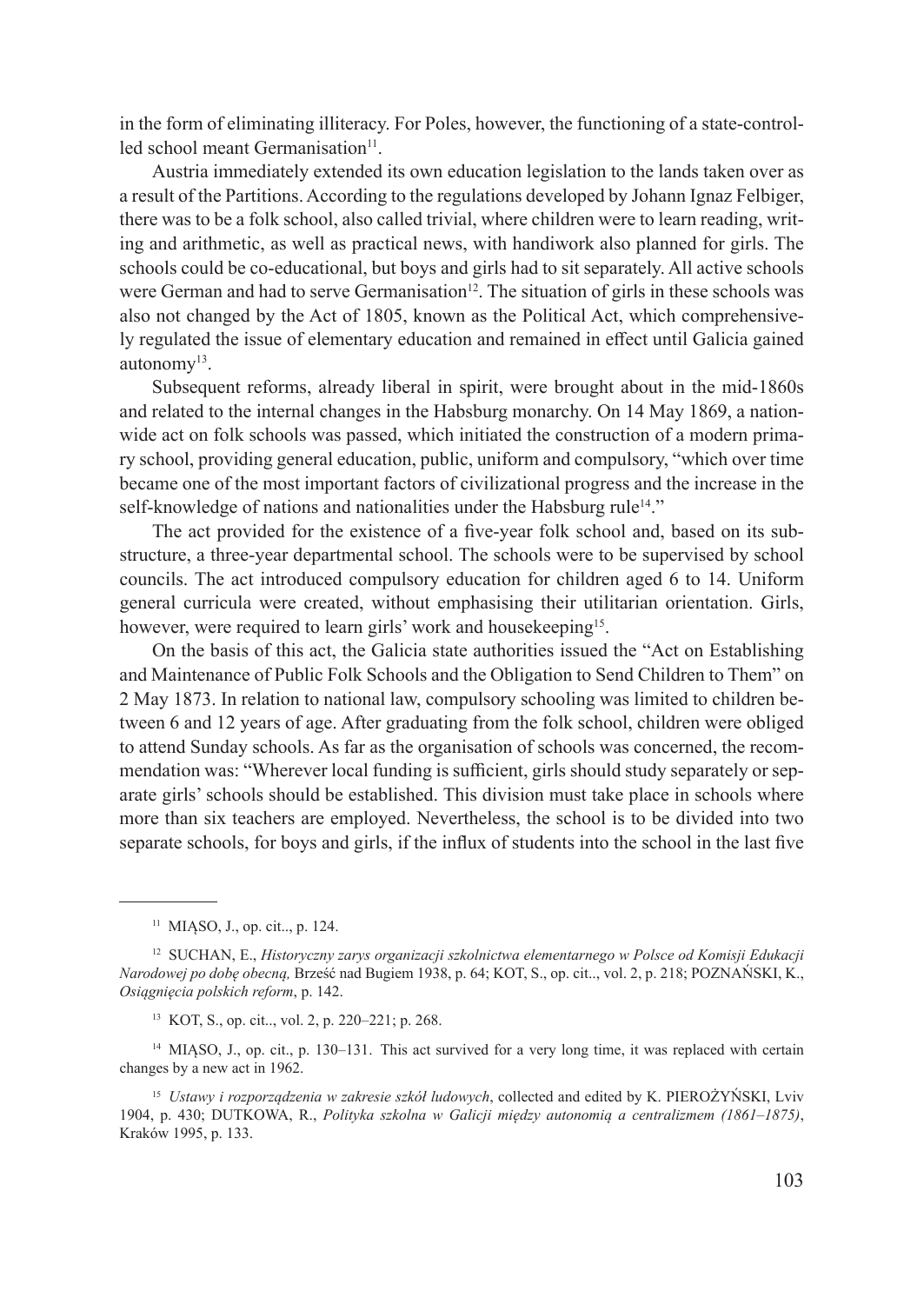in the form of eliminating illiteracy. For Poles, however, the functioning of a state-controlled school meant Germanisation[11].

Austria immediately extended its own education legislation to the lands taken over as a result of the Partitions. According to the regulations developed by Johann Ignaz Felbiger, there was to be a folk school, also called trivial, where children were to learn reading, writing and arithmetic, as well as practical news, with handiwork also planned for girls. The schools could be co-educational, but boys and girls had to sit separately. All active schools were German and had to serve Germanisation[12]. The situation of girls in these schools was also not changed by the Act of 1805, known as the Political Act, which comprehensively regulated the issue of elementary education and remained in effect until Galicia gained autonomy[13].

Subsequent reforms, already liberal in spirit, were brought about in the mid-1860s and related to the internal changes in the Habsburg monarchy. On 14 May 1869, a nationwide act on folk schools was passed, which initiated the construction of a modern primary school, providing general education, public, uniform and compulsory, "which over time became one of the most important factors of civilizational progress and the increase in the self-knowledge of nations and nationalities under the Habsburg rule[14]."

The act provided for the existence of a five-year folk school and, based on its substructure, a three-year departmental school. The schools were to be supervised by school councils. The act introduced compulsory education for children aged 6 to 14. Uniform general curricula were created, without emphasising their utilitarian orientation. Girls, however, were required to learn girls' work and housekeeping[15].

On the basis of this act, the Galicia state authorities issued the "Act on Establishing and Maintenance of Public Folk Schools and the Obligation to Send Children to Them" on 2 May 1873. In relation to national law, compulsory schooling was limited to children between 6 and 12 years of age. After graduating from the folk school, children were obliged to attend Sunday schools. As far as the organisation of schools was concerned, the recommendation was: "Wherever local funding is sufficient, girls should study separately or separate girls' schools should be established. This division must take place in schools where more than six teachers are employed. Nevertheless, the school is to be divided into two separate schools, for boys and girls, if the influx of students into the school in the last five

---

[11] MIĄSO, J., op. cit.., p. 124.

[12] SUCHAN, E., *Historyczny zarys organizacji szkolnictwa elementarnego w Polsce od Komisji Edukacji Narodowej po dobę obecną,* Brześć nad Bugiem 1938, p. 64; KOT, S., op. cit.., vol. 2, p. 218; POZNAŃSKI, K., *Osiągnięcia polskich reform*, p. 142.

[13] KOT, S., op. cit.., vol. 2, p. 220–221; p. 268.

[14] MIĄSO, J., op. cit., p. 130–131. This act survived for a very long time, it was replaced with certain changes by a new act in 1962.

[15] *Ustawy i rozporządzenia w zakresie szkół ludowych*, collected and edited by K. PIEROŻYŃSKI, Lviv 1904, p. 430; DUTKOWA, R., *Polityka szkolna w Galicji między autonomią a centralizmem (1861–1875)*, Kraków 1995, p. 133.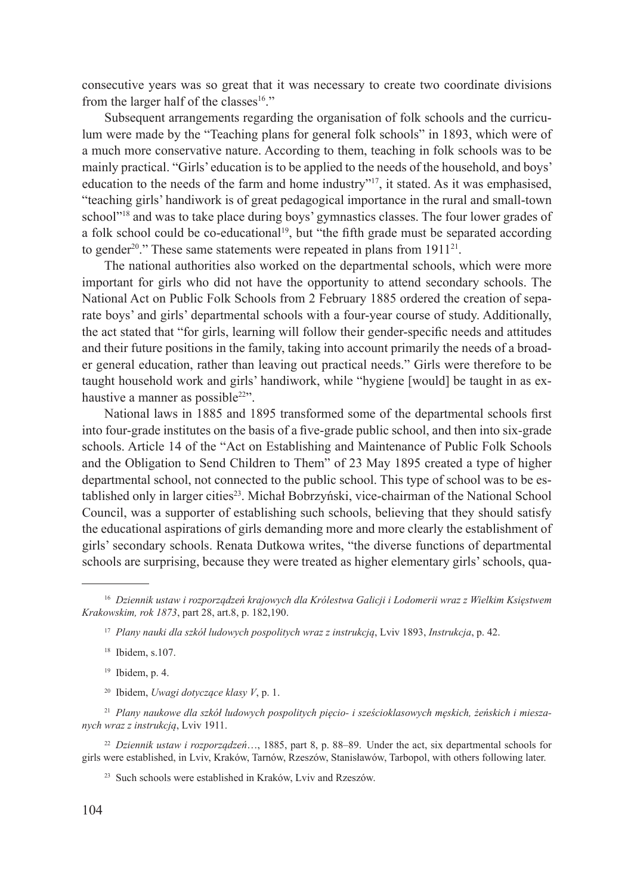consecutive years was so great that it was necessary to create two coordinate divisions from the larger half of the classes[16]."

Subsequent arrangements regarding the organisation of folk schools and the curriculum were made by the "Teaching plans for general folk schools" in 1893, which were of a much more conservative nature. According to them, teaching in folk schools was to be mainly practical. "Girls' education is to be applied to the needs of the household, and boys' education to the needs of the farm and home industry"[17], it stated. As it was emphasised, "teaching girls' handiwork is of great pedagogical importance in the rural and small-town school"[18] and was to take place during boys' gymnastics classes. The four lower grades of a folk school could be co-educational[19], but "the fifth grade must be separated according to gender[20]." These same statements were repeated in plans from 1911[21].

The national authorities also worked on the departmental schools, which were more important for girls who did not have the opportunity to attend secondary schools. The National Act on Public Folk Schools from 2 February 1885 ordered the creation of separate boys' and girls' departmental schools with a four-year course of study. Additionally, the act stated that "for girls, learning will follow their gender-specific needs and attitudes and their future positions in the family, taking into account primarily the needs of a broader general education, rather than leaving out practical needs." Girls were therefore to be taught household work and girls' handiwork, while "hygiene [would] be taught in as exhaustive a manner as possible[22]".

National laws in 1885 and 1895 transformed some of the departmental schools first into four-grade institutes on the basis of a five-grade public school, and then into six-grade schools. Article 14 of the "Act on Establishing and Maintenance of Public Folk Schools and the Obligation to Send Children to Them" of 23 May 1895 created a type of higher departmental school, not connected to the public school. This type of school was to be established only in larger cities[23]. Michał Bobrzyński, vice-chairman of the National School Council, was a supporter of establishing such schools, believing that they should satisfy the educational aspirations of girls demanding more and more clearly the establishment of girls' secondary schools. Renata Dutkowa writes, "the diverse functions of departmental schools are surprising, because they were treated as higher elementary girls' schools, qua-

---

[16] *Dziennik ustaw i rozporządzeń krajowych dla Królestwa Galicji i Lodomerii wraz z Wielkim Księstwem Krakowskim, rok 1873*, part 28, art.8, p. 182,190.

[17] *Plany nauki dla szkół ludowych pospolitych wraz z instrukcją*, Lviv 1893, *Instrukcja*, p. 42.

[18] Ibidem, s.107.

[19] Ibidem, p. 4.

[20] Ibidem, *Uwagi dotyczące klasy V*, p. 1.

[21] *Plany naukowe dla szkół ludowych pospolitych pięcio- i sześcioklasowych męskich, żeńskich i mieszanych wraz z instrukcją*, Lviv 1911.

[22] *Dziennik ustaw i rozporządzeń…*, 1885, part 8, p. 88–89. Under the act, six departmental schools for girls were established, in Lviv, Kraków, Tarnów, Rzeszów, Stanisławów, Tarbopol, with others following later.

[23] Such schools were established in Kraków, Lviv and Rzeszów.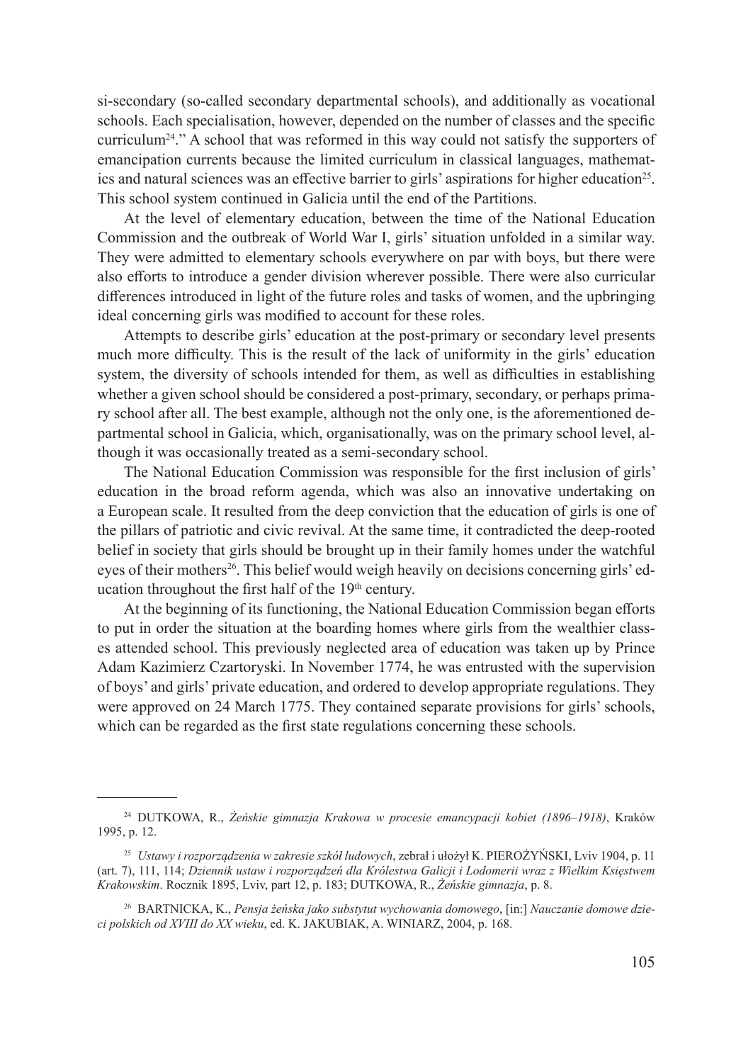si-secondary (so-called secondary departmental schools), and additionally as vocational schools. Each specialisation, however, depended on the number of classes and the specific curriculum[24]." A school that was reformed in this way could not satisfy the supporters of emancipation currents because the limited curriculum in classical languages, mathematics and natural sciences was an effective barrier to girls' aspirations for higher education[25]. This school system continued in Galicia until the end of the Partitions.

At the level of elementary education, between the time of the National Education Commission and the outbreak of World War I, girls' situation unfolded in a similar way. They were admitted to elementary schools everywhere on par with boys, but there were also efforts to introduce a gender division wherever possible. There were also curricular differences introduced in light of the future roles and tasks of women, and the upbringing ideal concerning girls was modified to account for these roles.

Attempts to describe girls' education at the post-primary or secondary level presents much more difficulty. This is the result of the lack of uniformity in the girls' education system, the diversity of schools intended for them, as well as difficulties in establishing whether a given school should be considered a post-primary, secondary, or perhaps primary school after all. The best example, although not the only one, is the aforementioned departmental school in Galicia, which, organisationally, was on the primary school level, although it was occasionally treated as a semi-secondary school.

The National Education Commission was responsible for the first inclusion of girls' education in the broad reform agenda, which was also an innovative undertaking on a European scale. It resulted from the deep conviction that the education of girls is one of the pillars of patriotic and civic revival. At the same time, it contradicted the deep-rooted belief in society that girls should be brought up in their family homes under the watchful eyes of their mothers[26]. This belief would weigh heavily on decisions concerning girls' education throughout the first half of the 19th century.

At the beginning of its functioning, the National Education Commission began efforts to put in order the situation at the boarding homes where girls from the wealthier classes attended school. This previously neglected area of education was taken up by Prince Adam Kazimierz Czartoryski. In November 1774, he was entrusted with the supervision of boys' and girls' private education, and ordered to develop appropriate regulations. They were approved on 24 March 1775. They contained separate provisions for girls' schools, which can be regarded as the first state regulations concerning these schools.

---

[24] DUTKOWA, R., *Żeńskie gimnazja Krakowa w procesie emancypacji kobiet (1896–1918)*, Kraków 1995, p. 12.

[25] *Ustawy i rozporządzenia w zakresie szkół ludowych*, zebrał i ułożył K. PIEROŻYŃSKI, Lviv 1904, p. 11 (art. 7), 111, 114; *Dziennik ustaw i rozporządzeń dla Królestwa Galicji i Lodomerii wraz z Wielkim Księstwem Krakowskim*. Rocznik 1895, Lviv, part 12, p. 183; DUTKOWA, R., *Żeńskie gimnazja*, p. 8.

[26] BARTNICKA, K., *Pensja żeńska jako substytut wychowania domowego*, [in:] *Nauczanie domowe dzieci polskich od XVIII do XX wieku*, ed. K. JAKUBIAK, A. WINIARZ, 2004, p. 168.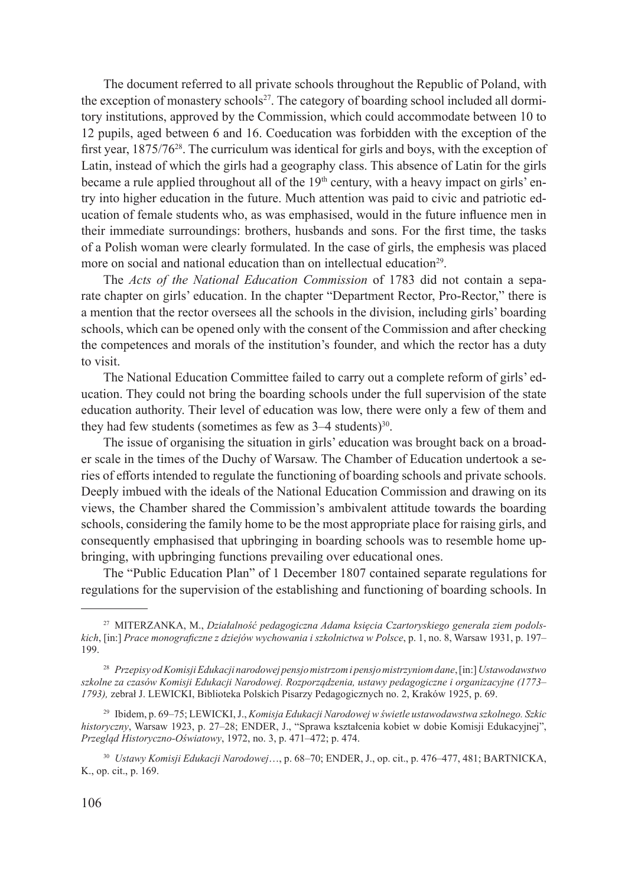The document referred to all private schools throughout the Republic of Poland, with the exception of monastery schools[27]. The category of boarding school included all dormitory institutions, approved by the Commission, which could accommodate between 10 to 12 pupils, aged between 6 and 16. Coeducation was forbidden with the exception of the first year, 1875/76[28]. The curriculum was identical for girls and boys, with the exception of Latin, instead of which the girls had a geography class. This absence of Latin for the girls became a rule applied throughout all of the 19th century, with a heavy impact on girls' entry into higher education in the future. Much attention was paid to civic and patriotic education of female students who, as was emphasised, would in the future influence men in their immediate surroundings: brothers, husbands and sons. For the first time, the tasks of a Polish woman were clearly formulated. In the case of girls, the emphesis was placed more on social and national education than on intellectual education[29].

The *Acts of the National Education Commission* of 1783 did not contain a separate chapter on girls' education. In the chapter "Department Rector, Pro-Rector," there is a mention that the rector oversees all the schools in the division, including girls' boarding schools, which can be opened only with the consent of the Commission and after checking the competences and morals of the institution's founder, and which the rector has a duty to visit.

The National Education Committee failed to carry out a complete reform of girls' education. They could not bring the boarding schools under the full supervision of the state education authority. Their level of education was low, there were only a few of them and they had few students (sometimes as few as 3–4 students)[30].

The issue of organising the situation in girls' education was brought back on a broader scale in the times of the Duchy of Warsaw. The Chamber of Education undertook a series of efforts intended to regulate the functioning of boarding schools and private schools. Deeply imbued with the ideals of the National Education Commission and drawing on its views, the Chamber shared the Commission's ambivalent attitude towards the boarding schools, considering the family home to be the most appropriate place for raising girls, and consequently emphasised that upbringing in boarding schools was to resemble home upbringing, with upbringing functions prevailing over educational ones.

The "Public Education Plan" of 1 December 1807 contained separate regulations for regulations for the supervision of the establishing and functioning of boarding schools. In

---

[27] MITERZANKA, M., *Działalność pedagogiczna Adama księcia Czartoryskiego generała ziem podolskich*, [in:] *Prace monograficzne z dziejów wychowania i szkolnictwa w Polsce*, p. 1, no. 8, Warsaw 1931, p. 197–199.

[28] *Przepisy od Komisji Edukacji narodowej pensjo mistrzom i pensjo mistrzyniom dane*, [in:] *Ustawodawstwo szkolne za czasów Komisji Edukacji Narodowej. Rozporządzenia, ustawy pedagogiczne i organizacyjne (1773–1793),* zebrał J. LEWICKI, Biblioteka Polskich Pisarzy Pedagogicznych no. 2, Kraków 1925, p. 69.

[29] Ibidem, p. 69–75; LEWICKI, J., *Komisja Edukacji Narodowej w świetle ustawodawstwa szkolnego. Szkic historyczny*, Warsaw 1923, p. 27–28; ENDER, J., "Sprawa kształcenia kobiet w dobie Komisji Edukacyjnej", *Przegląd Historyczno-Oświatowy*, 1972, no. 3, p. 471–472; p. 474.

[30] *Ustawy Komisji Edukacji Narodowej*…, p. 68–70; ENDER, J., op. cit., p. 476–477, 481; BARTNICKA, K., op. cit., p. 169.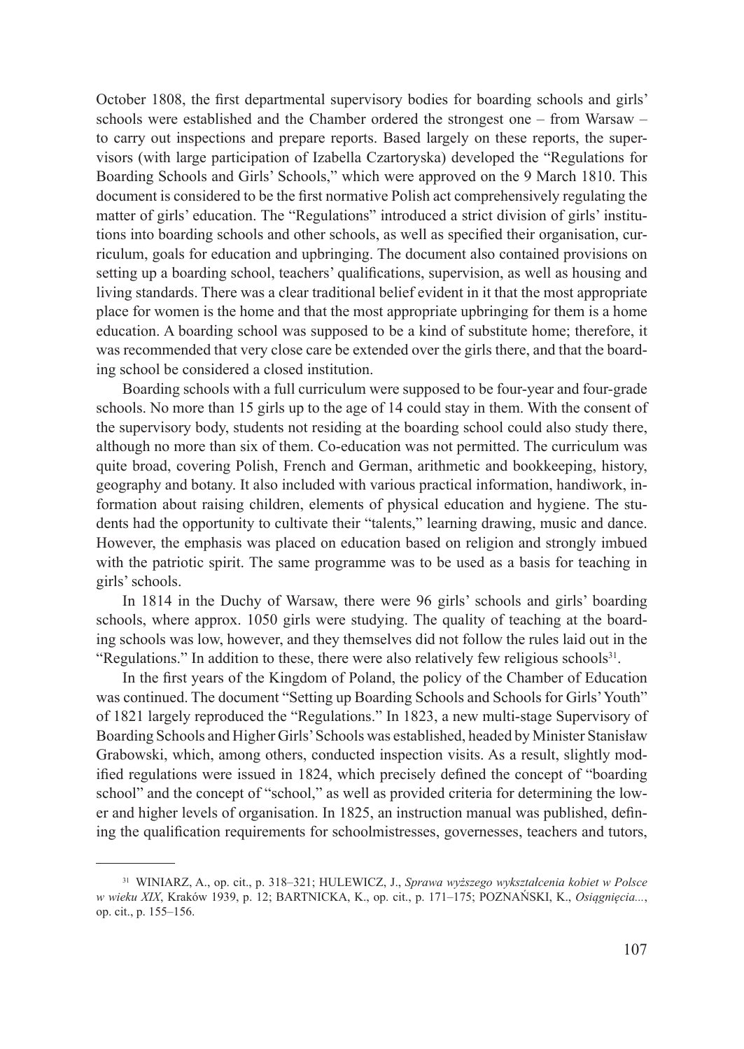October 1808, the first departmental supervisory bodies for boarding schools and girls' schools were established and the Chamber ordered the strongest one – from Warsaw – to carry out inspections and prepare reports. Based largely on these reports, the supervisors (with large participation of Izabella Czartoryska) developed the "Regulations for Boarding Schools and Girls' Schools," which were approved on the 9 March 1810. This document is considered to be the first normative Polish act comprehensively regulating the matter of girls' education. The "Regulations" introduced a strict division of girls' institutions into boarding schools and other schools, as well as specified their organisation, curriculum, goals for education and upbringing. The document also contained provisions on setting up a boarding school, teachers' qualifications, supervision, as well as housing and living standards. There was a clear traditional belief evident in it that the most appropriate place for women is the home and that the most appropriate upbringing for them is a home education. A boarding school was supposed to be a kind of substitute home; therefore, it was recommended that very close care be extended over the girls there, and that the boarding school be considered a closed institution.

Boarding schools with a full curriculum were supposed to be four-year and four-grade schools. No more than 15 girls up to the age of 14 could stay in them. With the consent of the supervisory body, students not residing at the boarding school could also study there, although no more than six of them. Co-education was not permitted. The curriculum was quite broad, covering Polish, French and German, arithmetic and bookkeeping, history, geography and botany. It also included with various practical information, handiwork, information about raising children, elements of physical education and hygiene. The students had the opportunity to cultivate their "talents," learning drawing, music and dance. However, the emphasis was placed on education based on religion and strongly imbued with the patriotic spirit. The same programme was to be used as a basis for teaching in girls' schools.

In 1814 in the Duchy of Warsaw, there were 96 girls' schools and girls' boarding schools, where approx. 1050 girls were studying. The quality of teaching at the boarding schools was low, however, and they themselves did not follow the rules laid out in the "Regulations." In addition to these, there were also relatively few religious schools[31].

In the first years of the Kingdom of Poland, the policy of the Chamber of Education was continued. The document "Setting up Boarding Schools and Schools for Girls' Youth" of 1821 largely reproduced the "Regulations." In 1823, a new multi-stage Supervisory of Boarding Schools and Higher Girls' Schools was established, headed by Minister Stanisław Grabowski, which, among others, conducted inspection visits. As a result, slightly modified regulations were issued in 1824, which precisely defined the concept of "boarding school" and the concept of "school," as well as provided criteria for determining the lower and higher levels of organisation. In 1825, an instruction manual was published, defining the qualification requirements for schoolmistresses, governesses, teachers and tutors,

---

[31] WINIARZ, A., op. cit., p. 318–321; HULEWICZ, J., *Sprawa wyższego wykształcenia kobiet w Polsce w wieku XIX*, Kraków 1939, p. 12; BARTNICKA, K., op. cit., p. 171–175; POZNAŃSKI, K., *Osiągnięcia...*, op. cit., p. 155–156.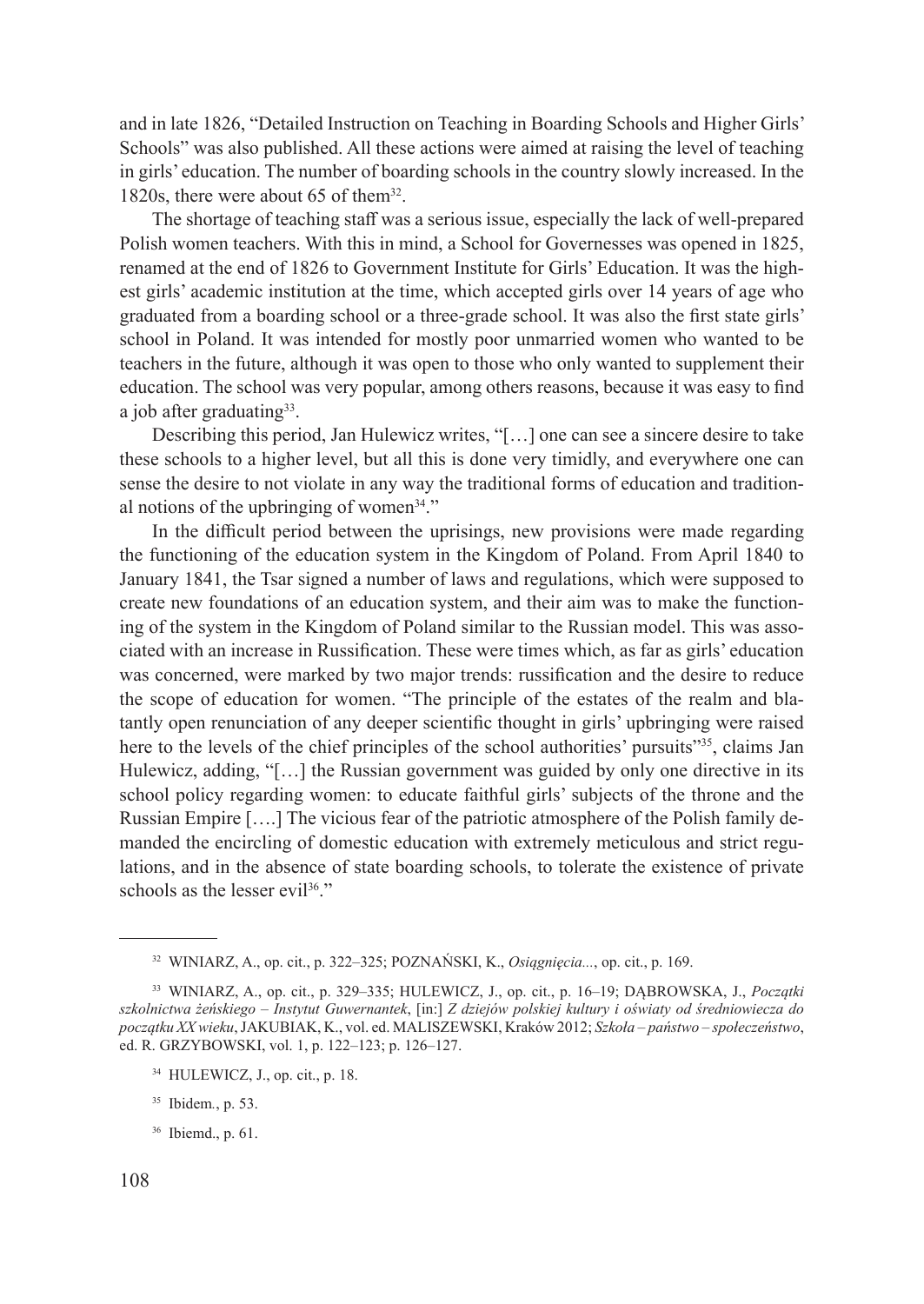and in late 1826, "Detailed Instruction on Teaching in Boarding Schools and Higher Girls' Schools" was also published. All these actions were aimed at raising the level of teaching in girls' education. The number of boarding schools in the country slowly increased. In the 1820s, there were about 65 of them[32].

The shortage of teaching staff was a serious issue, especially the lack of well-prepared Polish women teachers. With this in mind, a School for Governesses was opened in 1825, renamed at the end of 1826 to Government Institute for Girls' Education. It was the highest girls' academic institution at the time, which accepted girls over 14 years of age who graduated from a boarding school or a three-grade school. It was also the first state girls' school in Poland. It was intended for mostly poor unmarried women who wanted to be teachers in the future, although it was open to those who only wanted to supplement their education. The school was very popular, among others reasons, because it was easy to find a job after graduating[33].

Describing this period, Jan Hulewicz writes, "[…] one can see a sincere desire to take these schools to a higher level, but all this is done very timidly, and everywhere one can sense the desire to not violate in any way the traditional forms of education and traditional notions of the upbringing of women[34]."

In the difficult period between the uprisings, new provisions were made regarding the functioning of the education system in the Kingdom of Poland. From April 1840 to January 1841, the Tsar signed a number of laws and regulations, which were supposed to create new foundations of an education system, and their aim was to make the functioning of the system in the Kingdom of Poland similar to the Russian model. This was associated with an increase in Russification. These were times which, as far as girls' education was concerned, were marked by two major trends: russification and the desire to reduce the scope of education for women. "The principle of the estates of the realm and blatantly open renunciation of any deeper scientific thought in girls' upbringing were raised here to the levels of the chief principles of the school authorities' pursuits"[35], claims Jan Hulewicz, adding, "[…] the Russian government was guided by only one directive in its school policy regarding women: to educate faithful girls' subjects of the throne and the Russian Empire [….] The vicious fear of the patriotic atmosphere of the Polish family demanded the encircling of domestic education with extremely meticulous and strict regulations, and in the absence of state boarding schools, to tolerate the existence of private schools as the lesser evil[36]."

---

[32] WINIARZ, A., op. cit., p. 322–325; POZNAŃSKI, K., *Osiągnięcia...*, op. cit., p. 169.

[33] WINIARZ, A., op. cit., p. 329–335; HULEWICZ, J., op. cit., p. 16–19; DĄBROWSKA, J., *Początki szkolnictwa żeńskiego – Instytut Guwernantek*, [in:] *Z dziejów polskiej kultury i oświaty od średniowiecza do początku XX wieku*, JAKUBIAK, K., vol. ed. MALISZEWSKI, Kraków 2012; *Szkoła – państwo – społeczeństwo*, ed. R. GRZYBOWSKI, vol. 1, p. 122–123; p. 126–127.

[34] HULEWICZ, J., op. cit., p. 18.

[35] Ibidem., p. 53.

[36] Ibiemd., p. 61.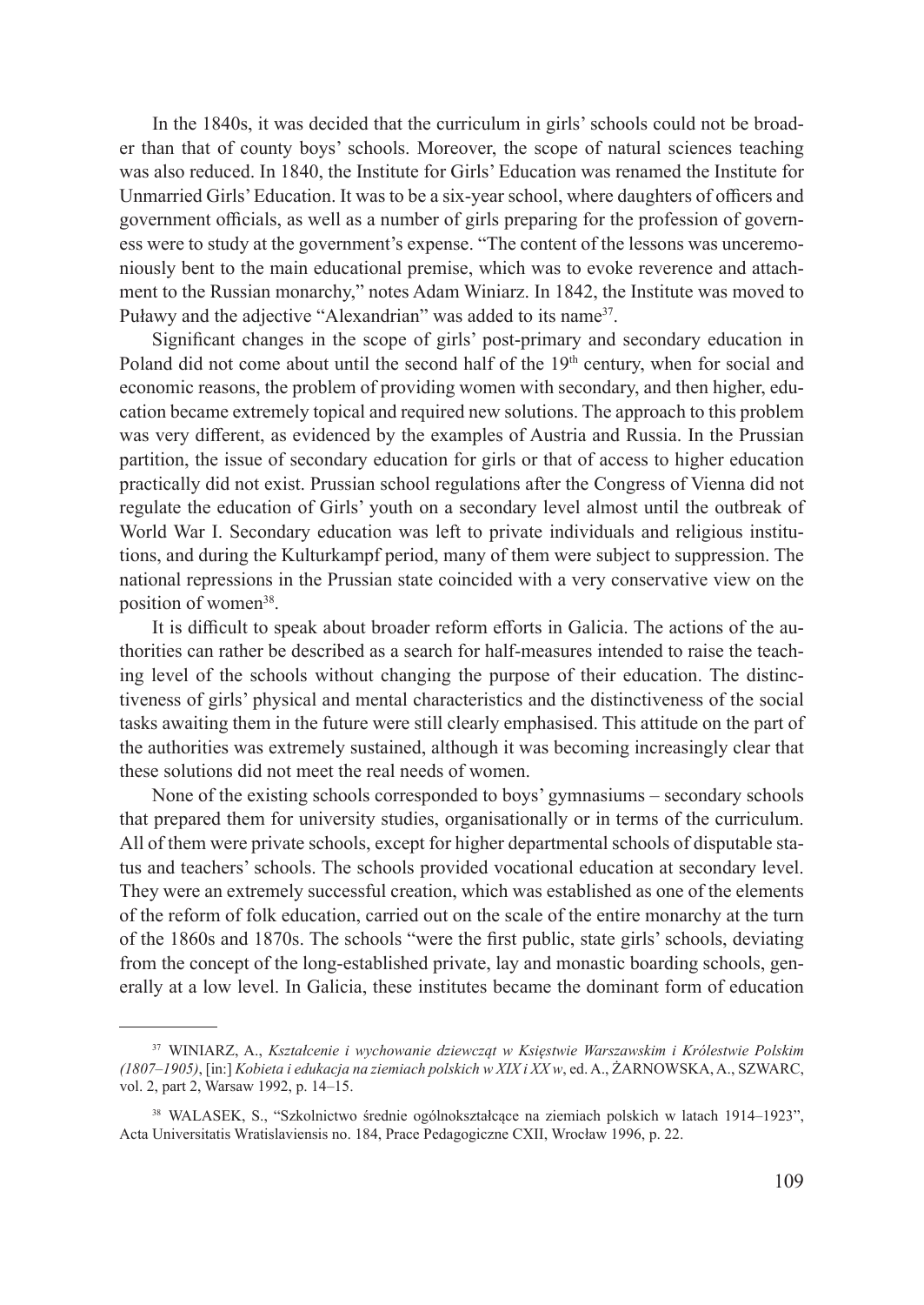In the 1840s, it was decided that the curriculum in girls' schools could not be broader than that of county boys' schools. Moreover, the scope of natural sciences teaching was also reduced. In 1840, the Institute for Girls' Education was renamed the Institute for Unmarried Girls' Education. It was to be a six-year school, where daughters of officers and government officials, as well as a number of girls preparing for the profession of governess were to study at the government's expense. "The content of the lessons was unceremoniously bent to the main educational premise, which was to evoke reverence and attachment to the Russian monarchy," notes Adam Winiarz. In 1842, the Institute was moved to Puławy and the adjective "Alexandrian" was added to its name[37].

Significant changes in the scope of girls' post-primary and secondary education in Poland did not come about until the second half of the 19th century, when for social and economic reasons, the problem of providing women with secondary, and then higher, education became extremely topical and required new solutions. The approach to this problem was very different, as evidenced by the examples of Austria and Russia. In the Prussian partition, the issue of secondary education for girls or that of access to higher education practically did not exist. Prussian school regulations after the Congress of Vienna did not regulate the education of Girls' youth on a secondary level almost until the outbreak of World War I. Secondary education was left to private individuals and religious institutions, and during the Kulturkampf period, many of them were subject to suppression. The national repressions in the Prussian state coincided with a very conservative view on the position of women[38].

It is difficult to speak about broader reform efforts in Galicia. The actions of the authorities can rather be described as a search for half-measures intended to raise the teaching level of the schools without changing the purpose of their education. The distinctiveness of girls' physical and mental characteristics and the distinctiveness of the social tasks awaiting them in the future were still clearly emphasised. This attitude on the part of the authorities was extremely sustained, although it was becoming increasingly clear that these solutions did not meet the real needs of women.

None of the existing schools corresponded to boys' gymnasiums – secondary schools that prepared them for university studies, organisationally or in terms of the curriculum. All of them were private schools, except for higher departmental schools of disputable status and teachers' schools. The schools provided vocational education at secondary level. They were an extremely successful creation, which was established as one of the elements of the reform of folk education, carried out on the scale of the entire monarchy at the turn of the 1860s and 1870s. The schools "were the first public, state girls' schools, deviating from the concept of the long-established private, lay and monastic boarding schools, generally at a low level. In Galicia, these institutes became the dominant form of education

---

[37] WINIARZ, A., *Kształcenie i wychowanie dziewcząt w Księstwie Warszawskim i Królestwie Polskim (1807–1905)*, [in:] *Kobieta i edukacja na ziemiach polskich w XIX i XX w*, ed. A., ŻARNOWSKA, A., SZWARC, vol. 2, part 2, Warsaw 1992, p. 14–15.

[38] WALASEK, S., "Szkolnictwo średnie ogólnokształcące na ziemiach polskich w latach 1914–1923", Acta Universitatis Wratislaviensis no. 184, Prace Pedagogiczne CXII, Wrocław 1996, p. 22.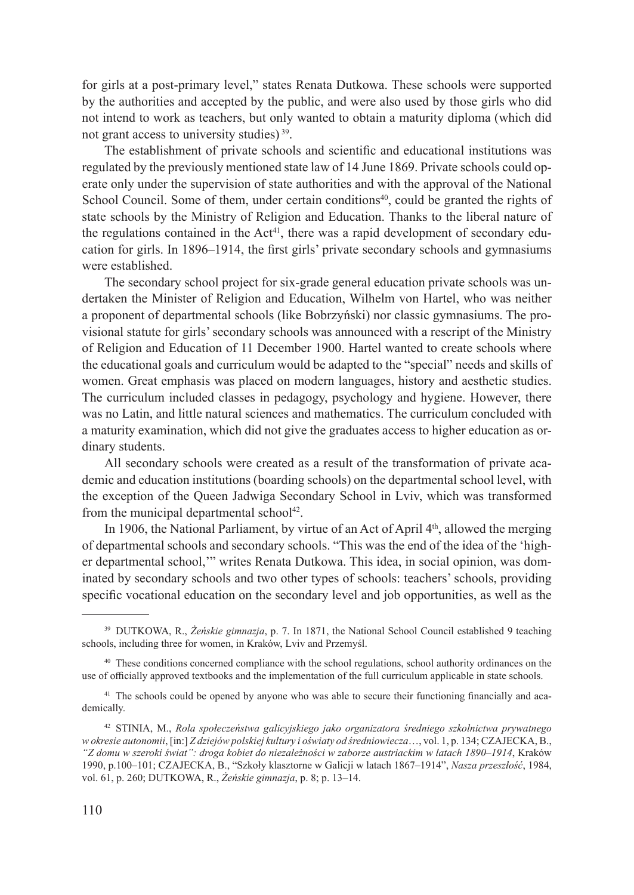for girls at a post-primary level," states Renata Dutkowa. These schools were supported by the authorities and accepted by the public, and were also used by those girls who did not intend to work as teachers, but only wanted to obtain a maturity diploma (which did not grant access to university studies) [39].

The establishment of private schools and scientific and educational institutions was regulated by the previously mentioned state law of 14 June 1869. Private schools could operate only under the supervision of state authorities and with the approval of the National School Council. Some of them, under certain conditions[40], could be granted the rights of state schools by the Ministry of Religion and Education. Thanks to the liberal nature of the regulations contained in the Act[41], there was a rapid development of secondary education for girls. In 1896–1914, the first girls' private secondary schools and gymnasiums were established.

The secondary school project for six-grade general education private schools was undertaken the Minister of Religion and Education, Wilhelm von Hartel, who was neither a proponent of departmental schools (like Bobrzyński) nor classic gymnasiums. The provisional statute for girls' secondary schools was announced with a rescript of the Ministry of Religion and Education of 11 December 1900. Hartel wanted to create schools where the educational goals and curriculum would be adapted to the "special" needs and skills of women. Great emphasis was placed on modern languages, history and aesthetic studies. The curriculum included classes in pedagogy, psychology and hygiene. However, there was no Latin, and little natural sciences and mathematics. The curriculum concluded with a maturity examination, which did not give the graduates access to higher education as ordinary students.

All secondary schools were created as a result of the transformation of private academic and education institutions (boarding schools) on the departmental school level, with the exception of the Queen Jadwiga Secondary School in Lviv, which was transformed from the municipal departmental school[42].

In 1906, the National Parliament, by virtue of an Act of April 4th, allowed the merging of departmental schools and secondary schools. "This was the end of the idea of the 'higher departmental school,'" writes Renata Dutkowa. This idea, in social opinion, was dominated by secondary schools and two other types of schools: teachers' schools, providing specific vocational education on the secondary level and job opportunities, as well as the

---

[39] DUTKOWA, R., *Żeńskie gimnazja*, p. 7. In 1871, the National School Council established 9 teaching schools, including three for women, in Kraków, Lviv and Przemyśl.

[40] These conditions concerned compliance with the school regulations, school authority ordinances on the use of officially approved textbooks and the implementation of the full curriculum applicable in state schools.

[41] The schools could be opened by anyone who was able to secure their functioning financially and academically.

[42] STINIA, M., *Rola społeczeństwa galicyjskiego jako organizatora średniego szkolnictwa prywatnego w okresie autonomii*, [in:] *Z dziejów polskiej kultury i oświaty od średniowiecza*…, vol. 1, p. 134; CZAJECKA, B., *"Z domu w szeroki świat": droga kobiet do niezależności w zaborze austriackim w latach 1890–1914*, Kraków 1990, p.100–101; CZAJECKA, B., "Szkoły klasztorne w Galicji w latach 1867–1914", *Nasza przeszłość*, 1984, vol. 61, p. 260; DUTKOWA, R., *Żeńskie gimnazja*, p. 8; p. 13–14.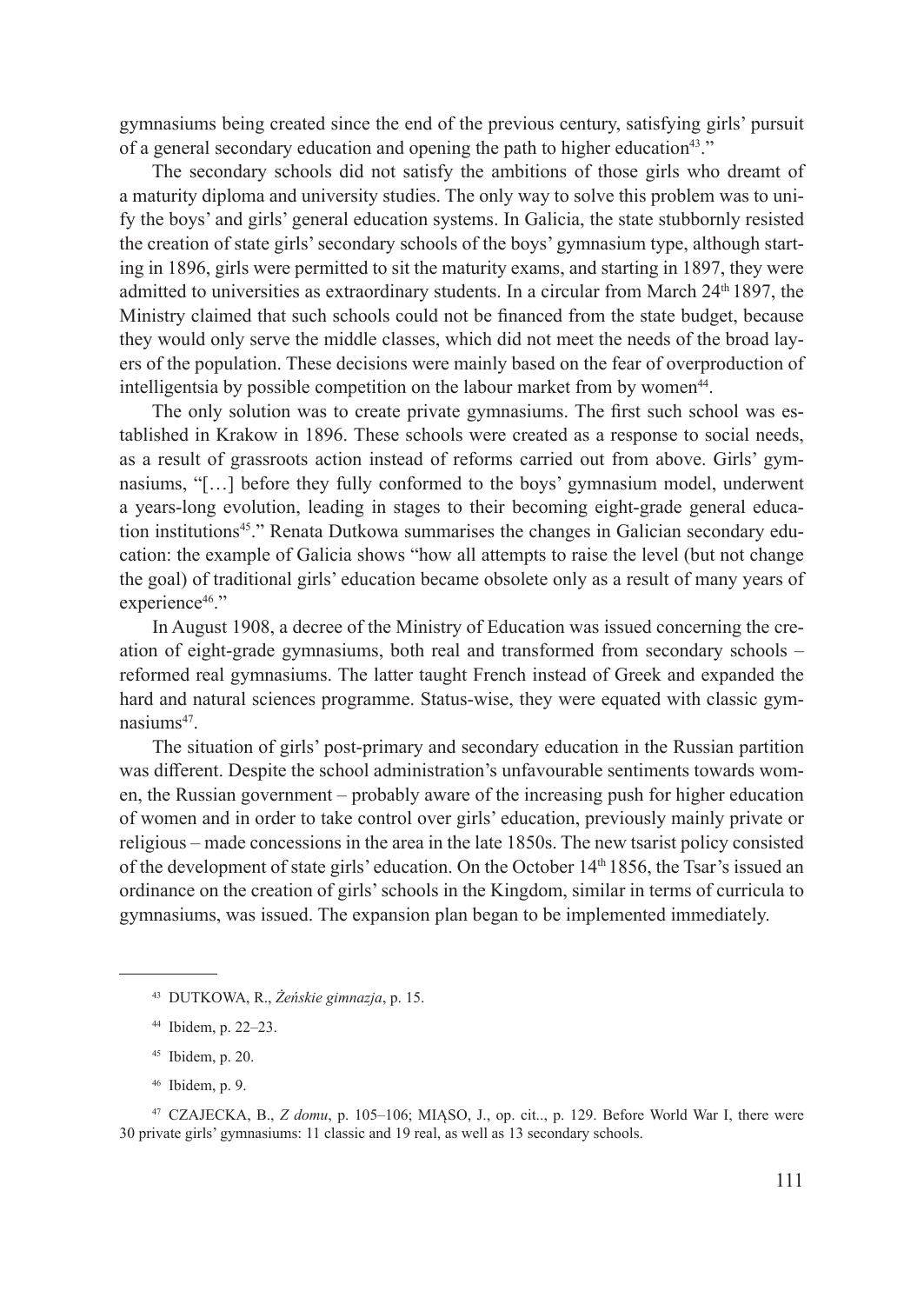gymnasiums being created since the end of the previous century, satisfying girls' pursuit of a general secondary education and opening the path to higher education[43]."

The secondary schools did not satisfy the ambitions of those girls who dreamt of a maturity diploma and university studies. The only way to solve this problem was to unify the boys' and girls' general education systems. In Galicia, the state stubbornly resisted the creation of state girls' secondary schools of the boys' gymnasium type, although starting in 1896, girls were permitted to sit the maturity exams, and starting in 1897, they were admitted to universities as extraordinary students. In a circular from March 24th 1897, the Ministry claimed that such schools could not be financed from the state budget, because they would only serve the middle classes, which did not meet the needs of the broad layers of the population. These decisions were mainly based on the fear of overproduction of intelligentsia by possible competition on the labour market from by women[44].

The only solution was to create private gymnasiums. The first such school was established in Krakow in 1896. These schools were created as a response to social needs, as a result of grassroots action instead of reforms carried out from above. Girls' gymnasiums, "[…] before they fully conformed to the boys' gymnasium model, underwent a years-long evolution, leading in stages to their becoming eight-grade general education institutions[45]." Renata Dutkowa summarises the changes in Galician secondary education: the example of Galicia shows "how all attempts to raise the level (but not change the goal) of traditional girls' education became obsolete only as a result of many years of experience[46]."

In August 1908, a decree of the Ministry of Education was issued concerning the creation of eight-grade gymnasiums, both real and transformed from secondary schools – reformed real gymnasiums. The latter taught French instead of Greek and expanded the hard and natural sciences programme. Status-wise, they were equated with classic gymnasiums[47].

The situation of girls' post-primary and secondary education in the Russian partition was different. Despite the school administration's unfavourable sentiments towards women, the Russian government – probably aware of the increasing push for higher education of women and in order to take control over girls' education, previously mainly private or religious – made concessions in the area in the late 1850s. The new tsarist policy consisted of the development of state girls' education. On the October 14th 1856, the Tsar's issued an ordinance on the creation of girls' schools in the Kingdom, similar in terms of curricula to gymnasiums, was issued. The expansion plan began to be implemented immediately.

---

[43] DUTKOWA, R., *Żeńskie gimnazja*, p. 15.

[44] Ibidem, p. 22–23.

[45] Ibidem, p. 20.

[46] Ibidem, p. 9.

[47] CZAJECKA, B., *Z domu*, p. 105–106; MIĄSO, J., op. cit.., p. 129. Before World War I, there were 30 private girls' gymnasiums: 11 classic and 19 real, as well as 13 secondary schools.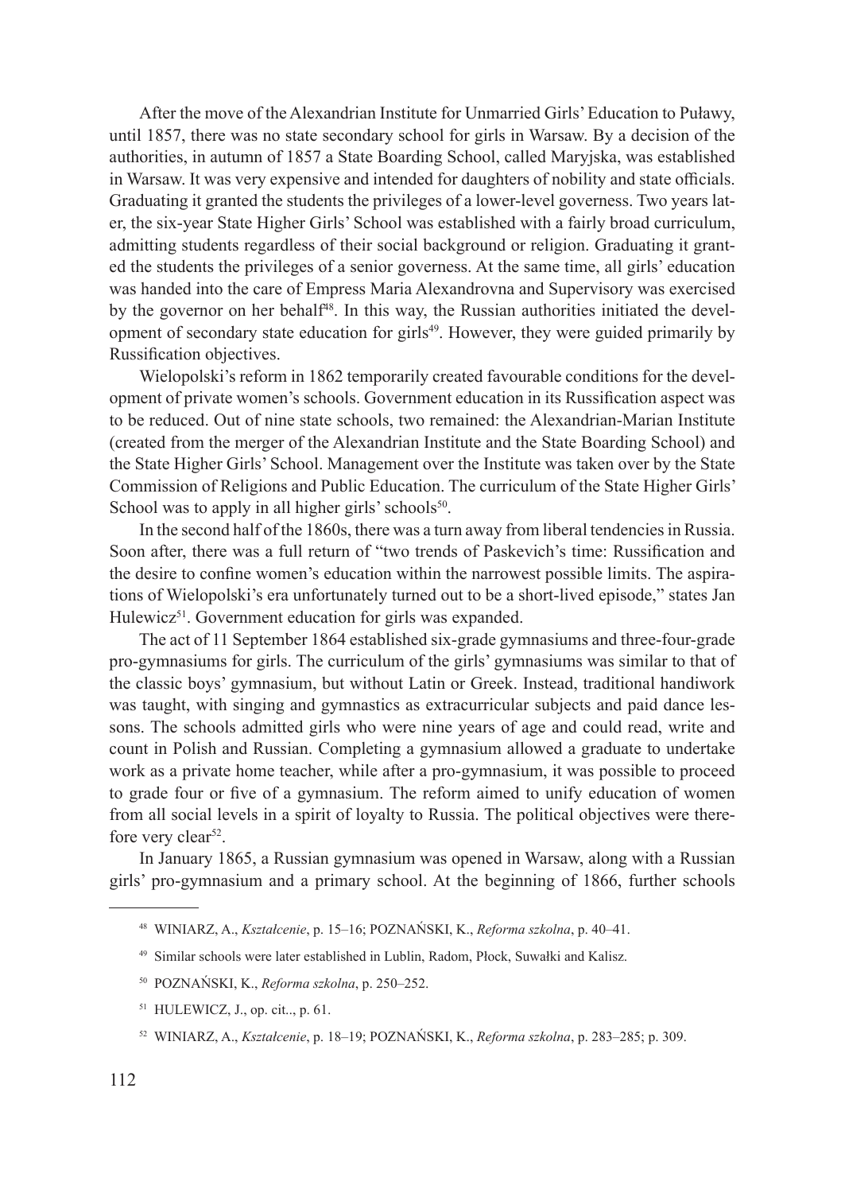After the move of the Alexandrian Institute for Unmarried Girls' Education to Puławy, until 1857, there was no state secondary school for girls in Warsaw. By a decision of the authorities, in autumn of 1857 a State Boarding School, called Maryjska, was established in Warsaw. It was very expensive and intended for daughters of nobility and state officials. Graduating it granted the students the privileges of a lower-level governess. Two years later, the six-year State Higher Girls' School was established with a fairly broad curriculum, admitting students regardless of their social background or religion. Graduating it granted the students the privileges of a senior governess. At the same time, all girls' education was handed into the care of Empress Maria Alexandrovna and Supervisory was exercised by the governor on her behalf[48]. In this way, the Russian authorities initiated the development of secondary state education for girls[49]. However, they were guided primarily by Russification objectives.

Wielopolski's reform in 1862 temporarily created favourable conditions for the development of private women's schools. Government education in its Russification aspect was to be reduced. Out of nine state schools, two remained: the Alexandrian-Marian Institute (created from the merger of the Alexandrian Institute and the State Boarding School) and the State Higher Girls' School. Management over the Institute was taken over by the State Commission of Religions and Public Education. The curriculum of the State Higher Girls' School was to apply in all higher girls' schools[50].

In the second half of the 1860s, there was a turn away from liberal tendencies in Russia. Soon after, there was a full return of "two trends of Paskevich's time: Russification and the desire to confine women's education within the narrowest possible limits. The aspirations of Wielopolski's era unfortunately turned out to be a short-lived episode," states Jan Hulewicz[51]. Government education for girls was expanded.

The act of 11 September 1864 established six-grade gymnasiums and three-four-grade pro-gymnasiums for girls. The curriculum of the girls' gymnasiums was similar to that of the classic boys' gymnasium, but without Latin or Greek. Instead, traditional handiwork was taught, with singing and gymnastics as extracurricular subjects and paid dance lessons. The schools admitted girls who were nine years of age and could read, write and count in Polish and Russian. Completing a gymnasium allowed a graduate to undertake work as a private home teacher, while after a pro-gymnasium, it was possible to proceed to grade four or five of a gymnasium. The reform aimed to unify education of women from all social levels in a spirit of loyalty to Russia. The political objectives were therefore very clear[52].

In January 1865, a Russian gymnasium was opened in Warsaw, along with a Russian girls' pro-gymnasium and a primary school. At the beginning of 1866, further schools

---

[48] WINIARZ, A., *Kształcenie*, p. 15–16; POZNAŃSKI, K., *Reforma szkolna*, p. 40–41.

[49] Similar schools were later established in Lublin, Radom, Płock, Suwałki and Kalisz.

[50] POZNAŃSKI, K., *Reforma szkolna*, p. 250–252.

[51] HULEWICZ, J., op. cit.., p. 61.

[52] WINIARZ, A., *Kształcenie*, p. 18–19; POZNAŃSKI, K., *Reforma szkolna*, p. 283–285; p. 309.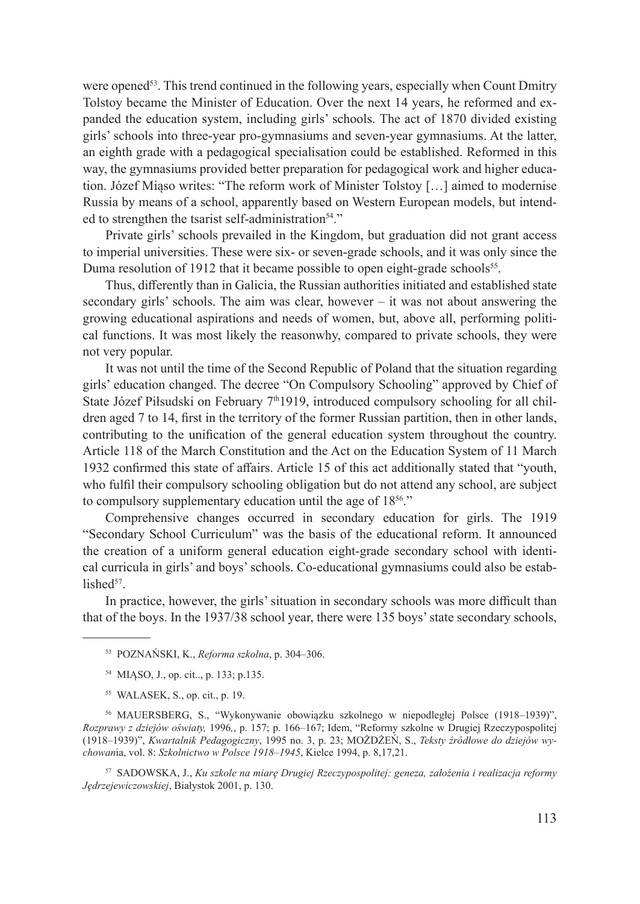were opened[53]. This trend continued in the following years, especially when Count Dmitry Tolstoy became the Minister of Education. Over the next 14 years, he reformed and expanded the education system, including girls' schools. The act of 1870 divided existing girls' schools into three-year pro-gymnasiums and seven-year gymnasiums. At the latter, an eighth grade with a pedagogical specialisation could be established. Reformed in this way, the gymnasiums provided better preparation for pedagogical work and higher education. Józef Miąso writes: "The reform work of Minister Tolstoy […] aimed to modernise Russia by means of a school, apparently based on Western European models, but intended to strengthen the tsarist self-administration[54]."

Private girls' schools prevailed in the Kingdom, but graduation did not grant access to imperial universities. These were six- or seven-grade schools, and it was only since the Duma resolution of 1912 that it became possible to open eight-grade schools[55].

Thus, differently than in Galicia, the Russian authorities initiated and established state secondary girls' schools. The aim was clear, however – it was not about answering the growing educational aspirations and needs of women, but, above all, performing political functions. It was most likely the reasonwhy, compared to private schools, they were not very popular.

It was not until the time of the Second Republic of Poland that the situation regarding girls' education changed. The decree "On Compulsory Schooling" approved by Chief of State Józef Piłsudski on February 7th1919, introduced compulsory schooling for all children aged 7 to 14, first in the territory of the former Russian partition, then in other lands, contributing to the unification of the general education system throughout the country. Article 118 of the March Constitution and the Act on the Education System of 11 March 1932 confirmed this state of affairs. Article 15 of this act additionally stated that "youth, who fulfil their compulsory schooling obligation but do not attend any school, are subject to compulsory supplementary education until the age of 18[56]."

Comprehensive changes occurred in secondary education for girls. The 1919 "Secondary School Curriculum" was the basis of the educational reform. It announced the creation of a uniform general education eight-grade secondary school with identical curricula in girls' and boys' schools. Co-educational gymnasiums could also be established[57].

In practice, however, the girls' situation in secondary schools was more difficult than that of the boys. In the 1937/38 school year, there were 135 boys' state secondary schools,

---

[53] POZNAŃSKI, K., *Reforma szkolna*, p. 304–306.

[54] MIĄSO, J., op. cit.., p. 133; p.135.

[55] WALASEK, S., op. cit., p. 19.

[56] MAUERSBERG, S., "Wykonywanie obowiązku szkolnego w niepodległej Polsce (1918–1939)", *Rozprawy z dziejów oświaty,* 1996,, p. 157; p. 166–167; Idem, "Reformy szkolne w Drugiej Rzeczypospolitej (1918–1939)", *Kwartalnik Pedagogiczny*, 1995 no. 3, p. 23; MOŻDŻEŃ, S., *Teksty źródłowe do dziejów wychowan*ia, vol. 8: *Szkolnictwo w Polsce 1918–1945*, Kielce 1994, p. 8,17,21.

[57] SADOWSKA, J., *Ku szkole na miarę Drugiej Rzeczypospolitej: geneza, założenia i realizacja reformy Jędrzejewiczowskiej*, Białystok 2001, p. 130.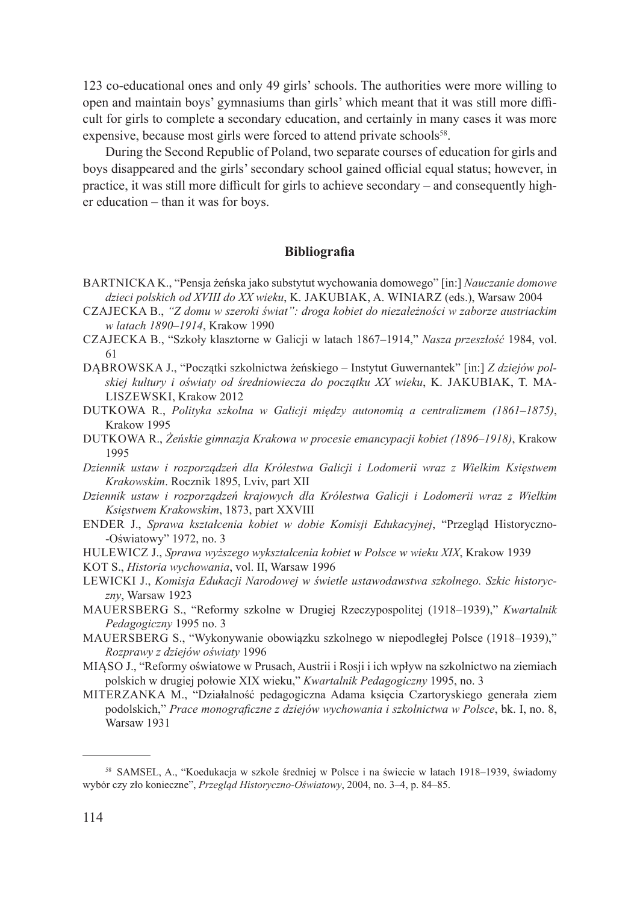123 co-educational ones and only 49 girls' schools. The authorities were more willing to open and maintain boys' gymnasiums than girls' which meant that it was still more difficult for girls to complete a secondary education, and certainly in many cases it was more expensive, because most girls were forced to attend private schools[58].

During the Second Republic of Poland, two separate courses of education for girls and boys disappeared and the girls' secondary school gained official equal status; however, in practice, it was still more difficult for girls to achieve secondary – and consequently higher education – than it was for boys.

## Bibliografia

BARTNICKA K., "Pensja żeńska jako substytut wychowania domowego" [in:] *Nauczanie domowe dzieci polskich od XVIII do XX wieku*, K. JAKUBIAK, A. WINIARZ (eds.), Warsaw 2004

CZAJECKA B., *"Z domu w szeroki świat": droga kobiet do niezależności w zaborze austriackim w latach 1890–1914*, Krakow 1990

CZAJECKA B., "Szkoły klasztorne w Galicji w latach 1867–1914," *Nasza przeszłość* 1984, vol. 61

DĄBROWSKA J., "Początki szkolnictwa żeńskiego – Instytut Guwernantek" [in:] *Z dziejów polskiej kultury i oświaty od średniowiecza do początku XX wieku*, K. JAKUBIAK, T. MALISZEWSKI, Krakow 2012

DUTKOWA R., *Polityka szkolna w Galicji między autonomią a centralizmem (1861–1875)*, Krakow 1995

DUTKOWA R., *Żeńskie gimnazja Krakowa w procesie emancypacji kobiet (1896–1918)*, Krakow 1995

*Dziennik ustaw i rozporządzeń dla Królestwa Galicji i Lodomerii wraz z Wielkim Księstwem Krakowskim*. Rocznik 1895, Lviv, part XII

*Dziennik ustaw i rozporządzeń krajowych dla Królestwa Galicji i Lodomerii wraz z Wielkim Księstwem Krakowskim*, 1873, part XXVIII

ENDER J., *Sprawa kształcenia kobiet w dobie Komisji Edukacyjnej*, "Przegląd Historyczno-Oświatowy" 1972, no. 3

HULEWICZ J., *Sprawa wyższego wykształcenia kobiet w Polsce w wieku XIX*, Krakow 1939

KOT S., *Historia wychowania*, vol. II, Warsaw 1996

LEWICKI J., *Komisja Edukacji Narodowej w świetle ustawodawstwa szkolnego. Szkic historyczny*, Warsaw 1923

MAUERSBERG S., "Reformy szkolne w Drugiej Rzeczypospolitej (1918–1939)," *Kwartalnik Pedagogiczny* 1995 no. 3

MAUERSBERG S., "Wykonywanie obowiązku szkolnego w niepodległej Polsce (1918–1939)," *Rozprawy z dziejów oświaty* 1996

MIĄSO J., "Reformy oświatowe w Prusach, Austrii i Rosji i ich wpływ na szkolnictwo na ziemiach polskich w drugiej połowie XIX wieku," *Kwartalnik Pedagogiczny* 1995, no. 3

MITERZANKA M., "Działalność pedagogiczna Adama księcia Czartoryskiego generała ziem podolskich," *Prace monograficzne z dziejów wychowania i szkolnictwa w Polsce*, bk. I, no. 8, Warsaw 1931

---

[58] SAMSEL, A., "Koedukacja w szkole średniej w Polsce i na świecie w latach 1918–1939, świadomy wybór czy zło konieczne", *Przegląd Historyczno-Oświatowy*, 2004, no. 3–4, p. 84–85.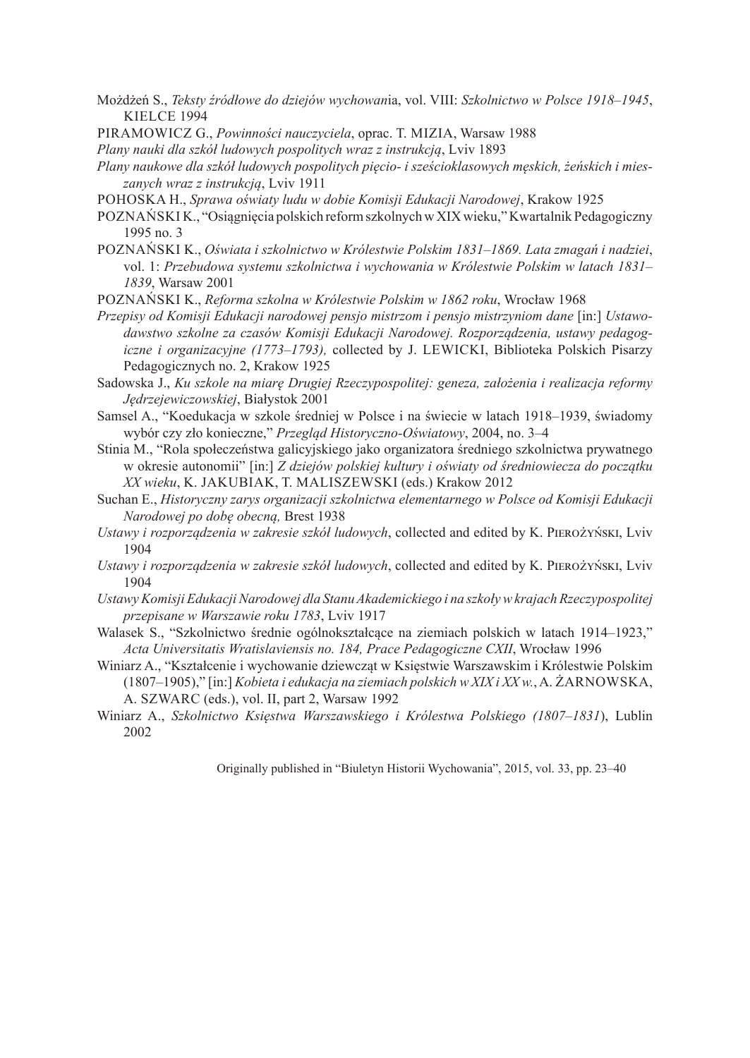Możdżeń S., *Teksty źródłowe do dziejów wychowan*ia, vol. VIII: *Szkolnictwo w Polsce 1918–1945*, KIELCE 1994

PIRAMOWICZ G., *Powinności nauczyciela*, oprac. T. MIZIA, Warsaw 1988

*Plany nauki dla szkół ludowych pospolitych wraz z instrukcją*, Lviv 1893

*Plany naukowe dla szkół ludowych pospolitych pięcio- i sześcioklasowych męskich, żeńskich i mieszanych wraz z instrukcją*, Lviv 1911

POHOSKA H., *Sprawa oświaty ludu w dobie Komisji Edukacji Narodowej*, Krakow 1925

POZNAŃSKI K., "Osiągnięcia polskich reform szkolnych w XIX wieku," Kwartalnik Pedagogiczny 1995 no. 3

POZNAŃSKI K., *Oświata i szkolnictwo w Królestwie Polskim 1831–1869. Lata zmagań i nadziei*, vol. 1: *Przebudowa systemu szkolnictwa i wychowania w Królestwie Polskim w latach 1831–1839*, Warsaw 2001

POZNAŃSKI K., *Reforma szkolna w Królestwie Polskim w 1862 roku*, Wrocław 1968

*Przepisy od Komisji Edukacji narodowej pensjo mistrzom i pensjo mistrzyniom dane* [in:] *Ustawodawstwo szkolne za czasów Komisji Edukacji Narodowej. Rozporządzenia, ustawy pedagogiczne i organizacyjne (1773–1793),* collected by J. LEWICKI, Biblioteka Polskich Pisarzy Pedagogicznych no. 2, Krakow 1925

Sadowska J., *Ku szkole na miarę Drugiej Rzeczypospolitej: geneza, założenia i realizacja reformy Jędrzejewiczowskiej*, Białystok 2001

Samsel A., "Koedukacja w szkole średniej w Polsce i na świecie w latach 1918–1939, świadomy wybór czy zło konieczne," *Przegląd Historyczno-Oświatowy*, 2004, no. 3–4

Stinia M., "Rola społeczeństwa galicyjskiego jako organizatora średniego szkolnictwa prywatnego w okresie autonomii" [in:] *Z dziejów polskiej kultury i oświaty od średniowiecza do początku XX wieku*, K. JAKUBIAK, T. MALISZEWSKI (eds.) Krakow 2012

Suchan E., *Historyczny zarys organizacji szkolnictwa elementarnego w Polsce od Komisji Edukacji Narodowej po dobę obecną,* Brest 1938

*Ustawy i rozporządzenia w zakresie szkół ludowych*, collected and edited by K. PIEROŻYŃSKI, Lviv 1904

*Ustawy i rozporządzenia w zakresie szkół ludowych*, collected and edited by K. PIEROŻYŃSKI, Lviv 1904

*Ustawy Komisji Edukacji Narodowej dla Stanu Akademickiego i na szkoły w krajach Rzeczypospolitej przepisane w Warszawie roku 1783*, Lviv 1917

Walasek S., "Szkolnictwo średnie ogólnokształcące na ziemiach polskich w latach 1914–1923," *Acta Universitatis Wratislaviensis no. 184, Prace Pedagogiczne CXII*, Wrocław 1996

Winiarz A., "Kształcenie i wychowanie dziewcząt w Księstwie Warszawskim i Królestwie Polskim (1807–1905)," [in:] *Kobieta i edukacja na ziemiach polskich w XIX i XX w.*, A. ŻARNOWSKA, A. SZWARC (eds.), vol. II, part 2, Warsaw 1992

Winiarz A., *Szkolnictwo Księstwa Warszawskiego i Królestwa Polskiego (1807–1831*), Lublin 2002

Originally published in "Biuletyn Historii Wychowania", 2015, vol. 33, pp. 23–40